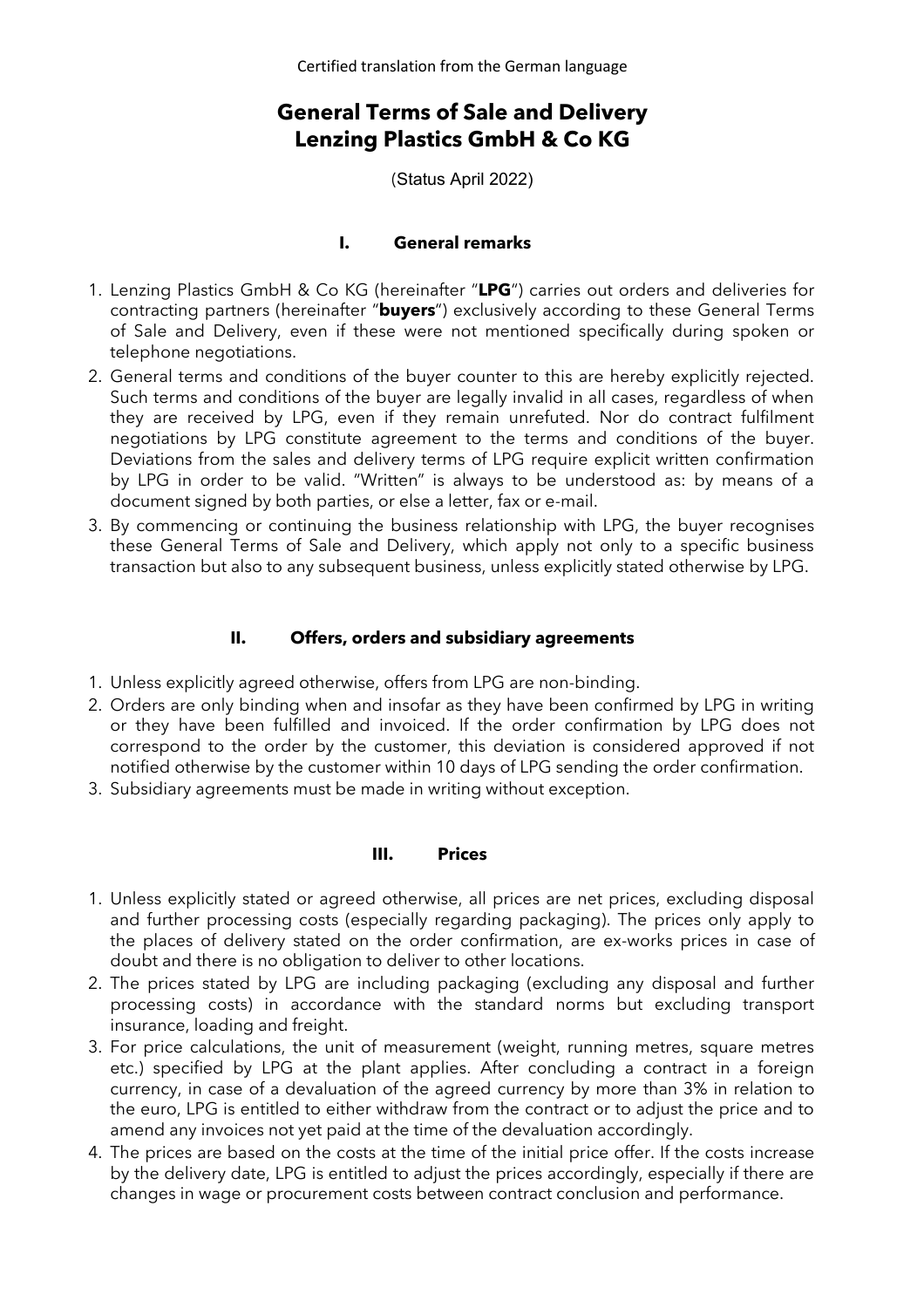Certified translation from the German language

# General Terms of Sale and Delivery Lenzing Plastics GmbH & Co KG

(Status April 2022)

## I. General remarks

1. Lenzing Plastics GmbH & Co KG (hereinafter "**LPG**") carries out orders and deliveries for contracting partners (hereinafter "**buyers**") exclusively according to these General Terms of Sale and Delivery, even if these were not mentioned specifically during spoken or telephone negotiations.
2. General terms and conditions of the buyer counter to this are hereby explicitly rejected. Such terms and conditions of the buyer are legally invalid in all cases, regardless of when they are received by LPG, even if they remain unrefuted. Nor do contract fulfilment negotiations by LPG constitute agreement to the terms and conditions of the buyer. Deviations from the sales and delivery terms of LPG require explicit written confirmation by LPG in order to be valid. "Written" is always to be understood as: by means of a document signed by both parties, or else a letter, fax or e-mail.
3. By commencing or continuing the business relationship with LPG, the buyer recognises these General Terms of Sale and Delivery, which apply not only to a specific business transaction but also to any subsequent business, unless explicitly stated otherwise by LPG.

## II. Offers, orders and subsidiary agreements

1. Unless explicitly agreed otherwise, offers from LPG are non-binding.
2. Orders are only binding when and insofar as they have been confirmed by LPG in writing or they have been fulfilled and invoiced. If the order confirmation by LPG does not correspond to the order by the customer, this deviation is considered approved if not notified otherwise by the customer within 10 days of LPG sending the order confirmation.
3. Subsidiary agreements must be made in writing without exception.

## III. Prices

1. Unless explicitly stated or agreed otherwise, all prices are net prices, excluding disposal and further processing costs (especially regarding packaging). The prices only apply to the places of delivery stated on the order confirmation, are ex-works prices in case of doubt and there is no obligation to deliver to other locations.
2. The prices stated by LPG are including packaging (excluding any disposal and further processing costs) in accordance with the standard norms but excluding transport insurance, loading and freight.
3. For price calculations, the unit of measurement (weight, running metres, square metres etc.) specified by LPG at the plant applies. After concluding a contract in a foreign currency, in case of a devaluation of the agreed currency by more than 3% in relation to the euro, LPG is entitled to either withdraw from the contract or to adjust the price and to amend any invoices not yet paid at the time of the devaluation accordingly.
4. The prices are based on the costs at the time of the initial price offer. If the costs increase by the delivery date, LPG is entitled to adjust the prices accordingly, especially if there are changes in wage or procurement costs between contract conclusion and performance.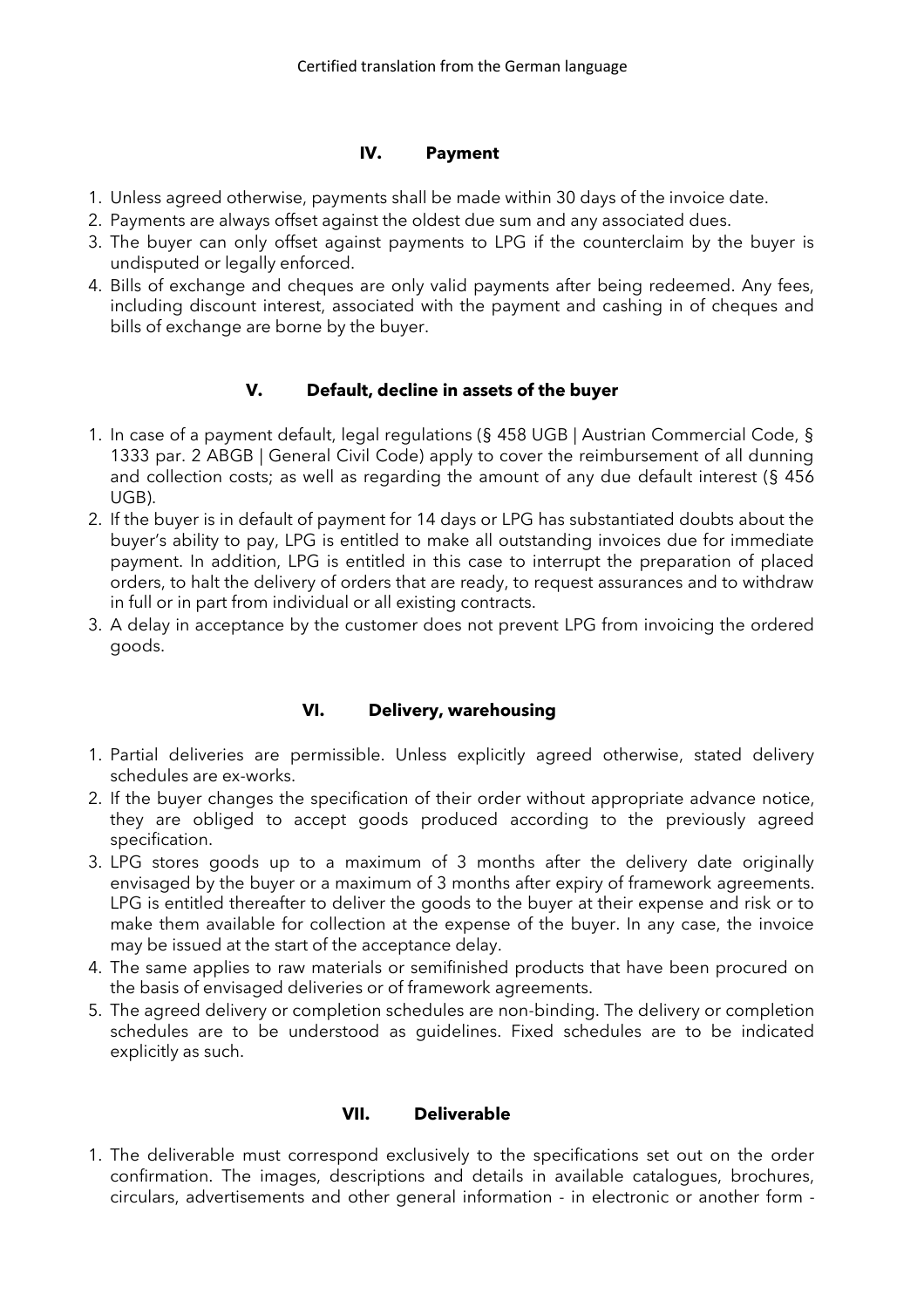Certified translation from the German language

## IV. Payment

1. Unless agreed otherwise, payments shall be made within 30 days of the invoice date.
2. Payments are always offset against the oldest due sum and any associated dues.
3. The buyer can only offset against payments to LPG if the counterclaim by the buyer is undisputed or legally enforced.
4. Bills of exchange and cheques are only valid payments after being redeemed. Any fees, including discount interest, associated with the payment and cashing in of cheques and bills of exchange are borne by the buyer.

## V. Default, decline in assets of the buyer

1. In case of a payment default, legal regulations (§ 458 UGB | Austrian Commercial Code, § 1333 par. 2 ABGB | General Civil Code) apply to cover the reimbursement of all dunning and collection costs; as well as regarding the amount of any due default interest (§ 456 UGB).
2. If the buyer is in default of payment for 14 days or LPG has substantiated doubts about the buyer's ability to pay, LPG is entitled to make all outstanding invoices due for immediate payment. In addition, LPG is entitled in this case to interrupt the preparation of placed orders, to halt the delivery of orders that are ready, to request assurances and to withdraw in full or in part from individual or all existing contracts.
3. A delay in acceptance by the customer does not prevent LPG from invoicing the ordered goods.

## VI. Delivery, warehousing

1. Partial deliveries are permissible. Unless explicitly agreed otherwise, stated delivery schedules are ex-works.
2. If the buyer changes the specification of their order without appropriate advance notice, they are obliged to accept goods produced according to the previously agreed specification.
3. LPG stores goods up to a maximum of 3 months after the delivery date originally envisaged by the buyer or a maximum of 3 months after expiry of framework agreements. LPG is entitled thereafter to deliver the goods to the buyer at their expense and risk or to make them available for collection at the expense of the buyer. In any case, the invoice may be issued at the start of the acceptance delay.
4. The same applies to raw materials or semifinished products that have been procured on the basis of envisaged deliveries or of framework agreements.
5. The agreed delivery or completion schedules are non-binding. The delivery or completion schedules are to be understood as guidelines. Fixed schedules are to be indicated explicitly as such.

## VII. Deliverable

1. The deliverable must correspond exclusively to the specifications set out on the order confirmation. The images, descriptions and details in available catalogues, brochures, circulars, advertisements and other general information - in electronic or another form -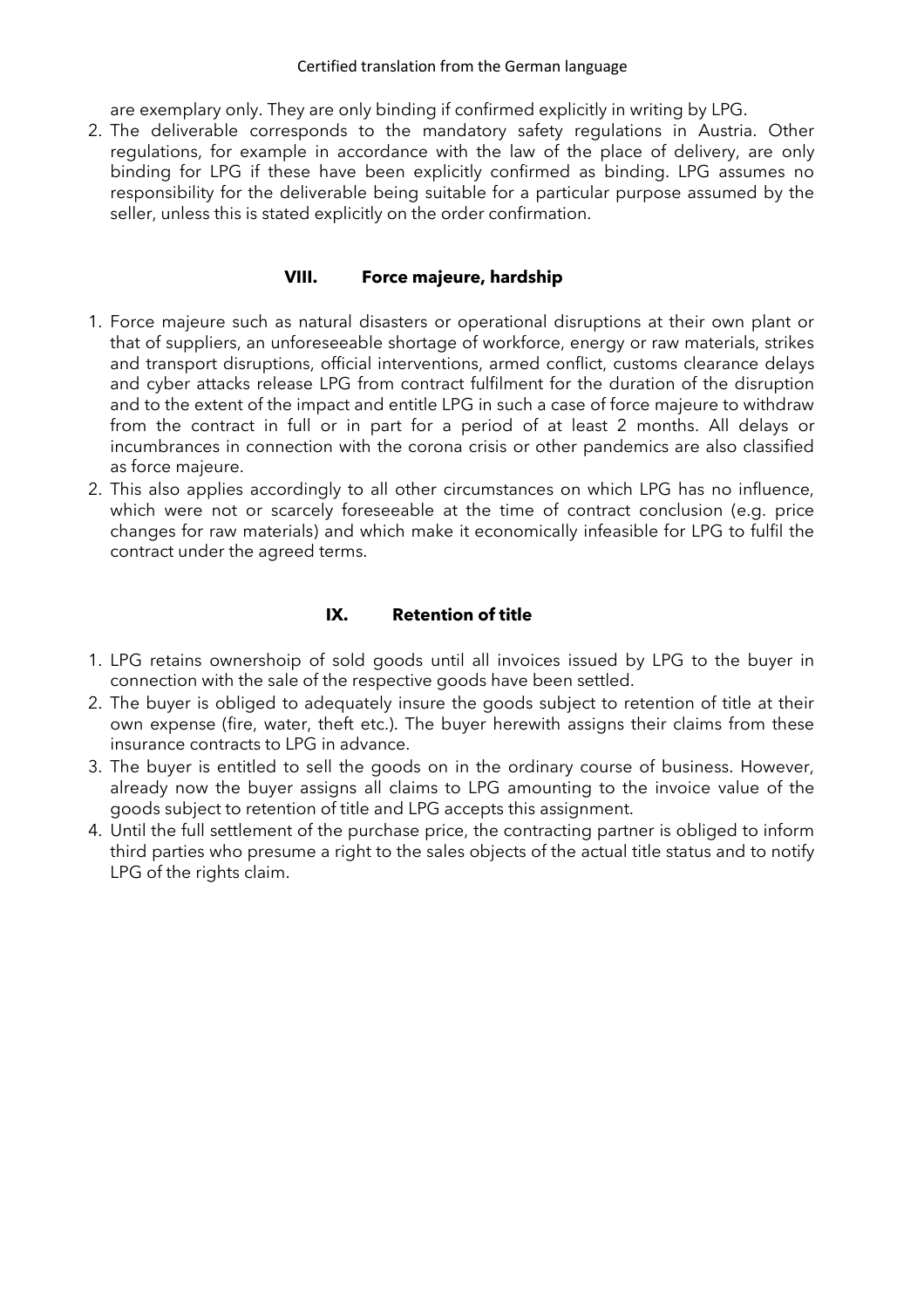are exemplary only. They are only binding if confirmed explicitly in writing by LPG.

2. The deliverable corresponds to the mandatory safety regulations in Austria. Other regulations, for example in accordance with the law of the place of delivery, are only binding for LPG if these have been explicitly confirmed as binding. LPG assumes no responsibility for the deliverable being suitable for a particular purpose assumed by the seller, unless this is stated explicitly on the order confirmation.

## VIII. Force majeure, hardship

1. Force majeure such as natural disasters or operational disruptions at their own plant or that of suppliers, an unforeseeable shortage of workforce, energy or raw materials, strikes and transport disruptions, official interventions, armed conflict, customs clearance delays and cyber attacks release LPG from contract fulfilment for the duration of the disruption and to the extent of the impact and entitle LPG in such a case of force majeure to withdraw from the contract in full or in part for a period of at least 2 months. All delays or incumbrances in connection with the corona crisis or other pandemics are also classified as force majeure.
2. This also applies accordingly to all other circumstances on which LPG has no influence, which were not or scarcely foreseeable at the time of contract conclusion (e.g. price changes for raw materials) and which make it economically infeasible for LPG to fulfil the contract under the agreed terms.

## IX. Retention of title

1. LPG retains ownershoip of sold goods until all invoices issued by LPG to the buyer in connection with the sale of the respective goods have been settled.
2. The buyer is obliged to adequately insure the goods subject to retention of title at their own expense (fire, water, theft etc.). The buyer herewith assigns their claims from these insurance contracts to LPG in advance.
3. The buyer is entitled to sell the goods on in the ordinary course of business. However, already now the buyer assigns all claims to LPG amounting to the invoice value of the goods subject to retention of title and LPG accepts this assignment.
4. Until the full settlement of the purchase price, the contracting partner is obliged to inform third parties who presume a right to the sales objects of the actual title status and to notify LPG of the rights claim.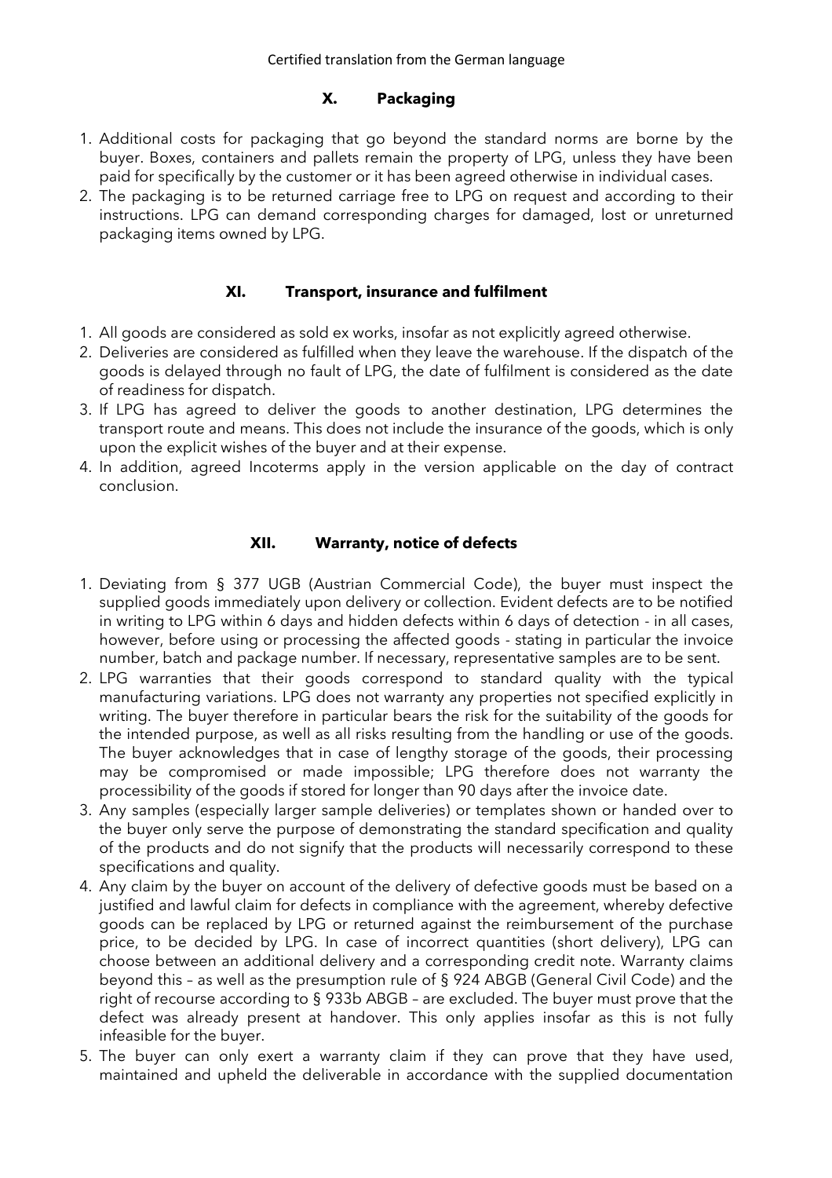Certified translation from the German language

## X. Packaging

1. Additional costs for packaging that go beyond the standard norms are borne by the buyer. Boxes, containers and pallets remain the property of LPG, unless they have been paid for specifically by the customer or it has been agreed otherwise in individual cases.
2. The packaging is to be returned carriage free to LPG on request and according to their instructions. LPG can demand corresponding charges for damaged, lost or unreturned packaging items owned by LPG.

## XI. Transport, insurance and fulfilment

1. All goods are considered as sold ex works, insofar as not explicitly agreed otherwise.
2. Deliveries are considered as fulfilled when they leave the warehouse. If the dispatch of the goods is delayed through no fault of LPG, the date of fulfilment is considered as the date of readiness for dispatch.
3. If LPG has agreed to deliver the goods to another destination, LPG determines the transport route and means. This does not include the insurance of the goods, which is only upon the explicit wishes of the buyer and at their expense.
4. In addition, agreed Incoterms apply in the version applicable on the day of contract conclusion.

## XII. Warranty, notice of defects

1. Deviating from § 377 UGB (Austrian Commercial Code), the buyer must inspect the supplied goods immediately upon delivery or collection. Evident defects are to be notified in writing to LPG within 6 days and hidden defects within 6 days of detection - in all cases, however, before using or processing the affected goods - stating in particular the invoice number, batch and package number. If necessary, representative samples are to be sent.
2. LPG warranties that their goods correspond to standard quality with the typical manufacturing variations. LPG does not warranty any properties not specified explicitly in writing. The buyer therefore in particular bears the risk for the suitability of the goods for the intended purpose, as well as all risks resulting from the handling or use of the goods. The buyer acknowledges that in case of lengthy storage of the goods, their processing may be compromised or made impossible; LPG therefore does not warranty the processibility of the goods if stored for longer than 90 days after the invoice date.
3. Any samples (especially larger sample deliveries) or templates shown or handed over to the buyer only serve the purpose of demonstrating the standard specification and quality of the products and do not signify that the products will necessarily correspond to these specifications and quality.
4. Any claim by the buyer on account of the delivery of defective goods must be based on a justified and lawful claim for defects in compliance with the agreement, whereby defective goods can be replaced by LPG or returned against the reimbursement of the purchase price, to be decided by LPG. In case of incorrect quantities (short delivery), LPG can choose between an additional delivery and a corresponding credit note. Warranty claims beyond this – as well as the presumption rule of § 924 ABGB (General Civil Code) and the right of recourse according to § 933b ABGB – are excluded. The buyer must prove that the defect was already present at handover. This only applies insofar as this is not fully infeasible for the buyer.
5. The buyer can only exert a warranty claim if they can prove that they have used, maintained and upheld the deliverable in accordance with the supplied documentation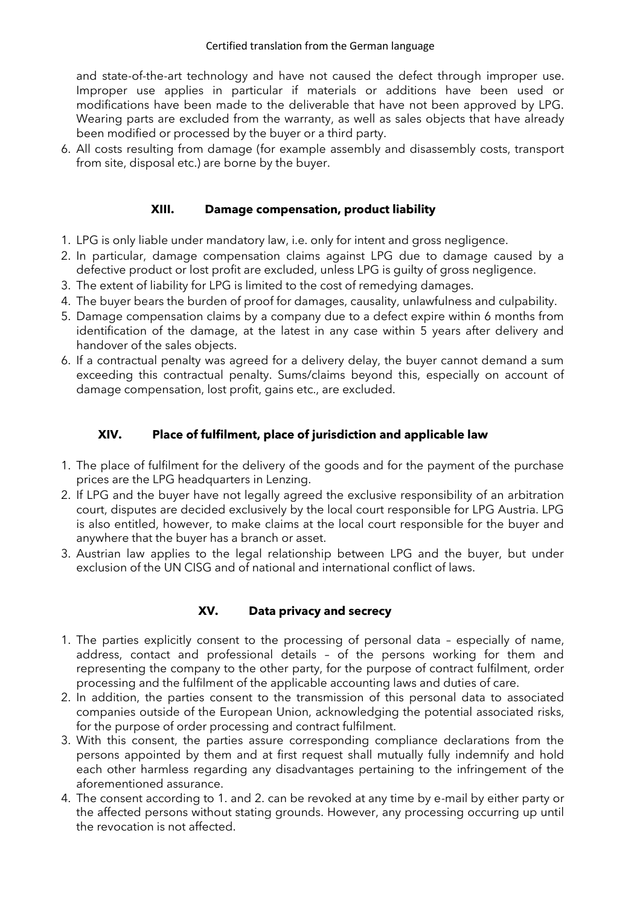Certified translation from the German language

and state-of-the-art technology and have not caused the defect through improper use. Improper use applies in particular if materials or additions have been used or modifications have been made to the deliverable that have not been approved by LPG. Wearing parts are excluded from the warranty, as well as sales objects that have already been modified or processed by the buyer or a third party.

6. All costs resulting from damage (for example assembly and disassembly costs, transport from site, disposal etc.) are borne by the buyer.

## XIII. Damage compensation, product liability

1. LPG is only liable under mandatory law, i.e. only for intent and gross negligence.
2. In particular, damage compensation claims against LPG due to damage caused by a defective product or lost profit are excluded, unless LPG is guilty of gross negligence.
3. The extent of liability for LPG is limited to the cost of remedying damages.
4. The buyer bears the burden of proof for damages, causality, unlawfulness and culpability.
5. Damage compensation claims by a company due to a defect expire within 6 months from identification of the damage, at the latest in any case within 5 years after delivery and handover of the sales objects.
6. If a contractual penalty was agreed for a delivery delay, the buyer cannot demand a sum exceeding this contractual penalty. Sums/claims beyond this, especially on account of damage compensation, lost profit, gains etc., are excluded.

## XIV. Place of fulfilment, place of jurisdiction and applicable law

1. The place of fulfilment for the delivery of the goods and for the payment of the purchase prices are the LPG headquarters in Lenzing.
2. If LPG and the buyer have not legally agreed the exclusive responsibility of an arbitration court, disputes are decided exclusively by the local court responsible for LPG Austria. LPG is also entitled, however, to make claims at the local court responsible for the buyer and anywhere that the buyer has a branch or asset.
3. Austrian law applies to the legal relationship between LPG and the buyer, but under exclusion of the UN CISG and of national and international conflict of laws.

## XV. Data privacy and secrecy

1. The parties explicitly consent to the processing of personal data – especially of name, address, contact and professional details – of the persons working for them and representing the company to the other party, for the purpose of contract fulfilment, order processing and the fulfilment of the applicable accounting laws and duties of care.
2. In addition, the parties consent to the transmission of this personal data to associated companies outside of the European Union, acknowledging the potential associated risks, for the purpose of order processing and contract fulfilment.
3. With this consent, the parties assure corresponding compliance declarations from the persons appointed by them and at first request shall mutually fully indemnify and hold each other harmless regarding any disadvantages pertaining to the infringement of the aforementioned assurance.
4. The consent according to 1. and 2. can be revoked at any time by e-mail by either party or the affected persons without stating grounds. However, any processing occurring up until the revocation is not affected.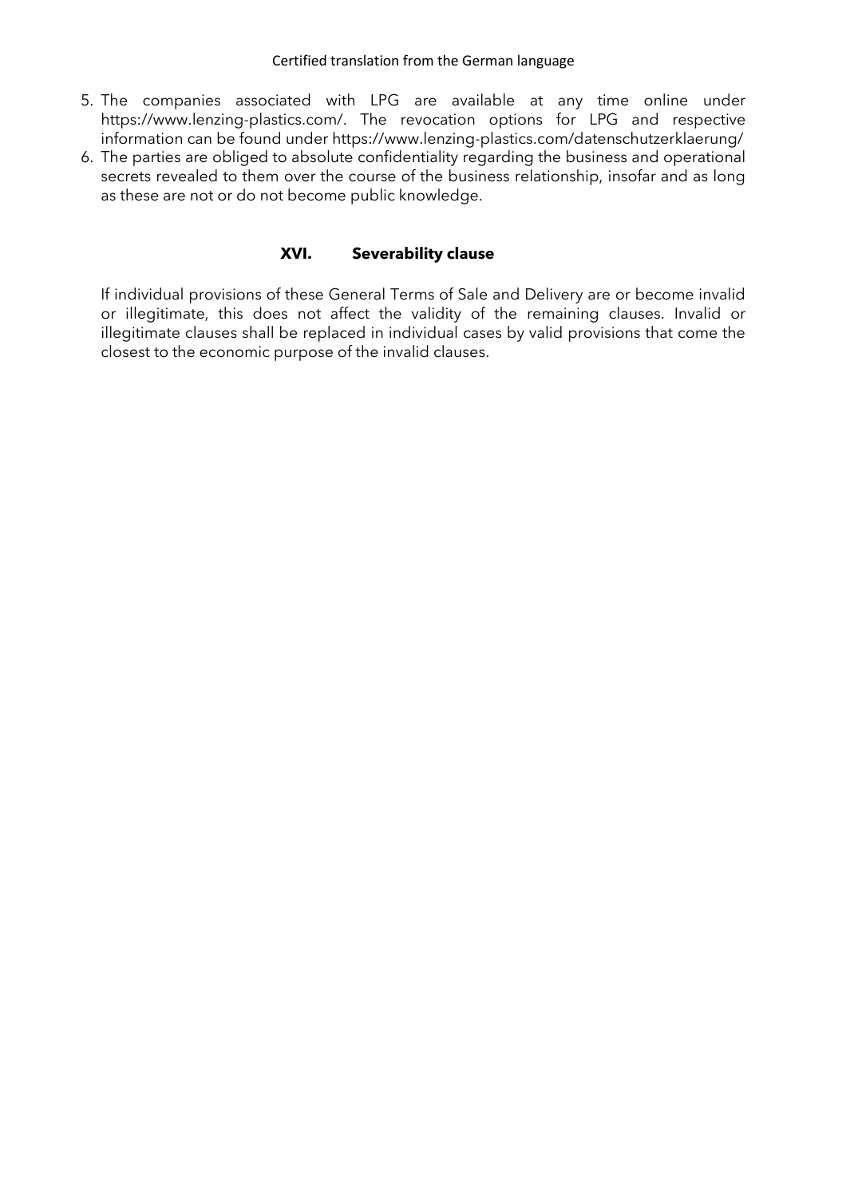5. The companies associated with LPG are available at any time online under https://www.lenzing-plastics.com/. The revocation options for LPG and respective information can be found under https://www.lenzing-plastics.com/datenschutzerklaerung/
6. The parties are obliged to absolute confidentiality regarding the business and operational secrets revealed to them over the course of the business relationship, insofar and as long as these are not or do not become public knowledge.

## XVI. Severability clause

If individual provisions of these General Terms of Sale and Delivery are or become invalid or illegitimate, this does not affect the validity of the remaining clauses. Invalid or illegitimate clauses shall be replaced in individual cases by valid provisions that come the closest to the economic purpose of the invalid clauses.